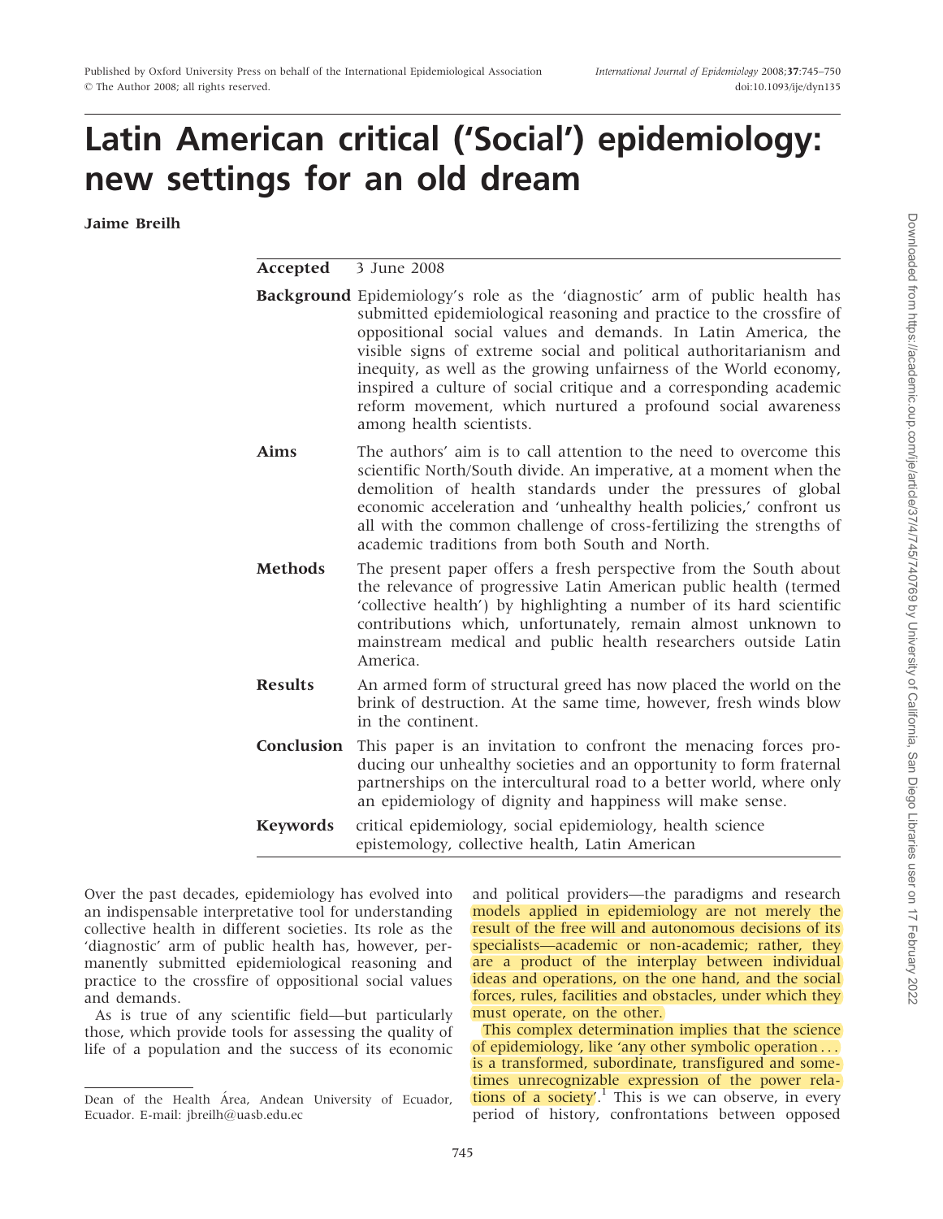# Latin American critical ('Social') epidemiology: new settings for an old dream

**Jaime Breilh**

**Accepted** 3 June 2008

**Background** Epidemiology's role as the 'diagnostic' arm of public health has submitted epidemiological reasoning and practice to the crossfire of oppositional social values and demands. In Latin America, the visible signs of extreme social and political authoritarianism and inequity, as well as the growing unfairness of the World economy, inspired a culture of social critique and a corresponding academic reform movement, which nurtured a profound social awareness among health scientists.

**Aims** The authors' aim is to call attention to the need to overcome this scientific North/South divide. An imperative, at a moment when the demolition of health standards under the pressures of global economic acceleration and 'unhealthy health policies,' confront us all with the common challenge of cross-fertilizing the strengths of academic traditions from both South and North.

**Methods** The present paper offers a fresh perspective from the South about the relevance of progressive Latin American public health (termed 'collective health') by highlighting a number of its hard scientific contributions which, unfortunately, remain almost unknown to mainstream medical and public health researchers outside Latin America.

**Results** An armed form of structural greed has now placed the world on the brink of destruction. At the same time, however, fresh winds blow in the continent.

**Conclusion** This paper is an invitation to confront the menacing forces producing our unhealthy societies and an opportunity to form fraternal partnerships on the intercultural road to a better world, where only an epidemiology of dignity and happiness will make sense.

**Keywords** critical epidemiology, social epidemiology, health science epistemology, collective health, Latin American

Over the past decades, epidemiology has evolved into an indispensable interpretative tool for understanding collective health in different societies. Its role as the 'diagnostic' arm of public health has, however, permanently submitted epidemiological reasoning and practice to the crossfire of oppositional social values and demands.

As is true of any scientific field—but particularly those, which provide tools for assessing the quality of life of a population and the success of its economic and political providers—the paradigms and research models applied in epidemiology are not merely the result of the free will and autonomous decisions of its specialists—academic or non-academic; rather, they are a product of the interplay between individual ideas and operations, on the one hand, and the social forces, rules, facilities and obstacles, under which they must operate, on the other.

This complex determination implies that the science of epidemiology, like 'any other symbolic operation ... is a transformed, subordinate, transfigured and sometimes unrecognizable expression of the power relations of a society'.[1] This is we can observe, in every period of history, confrontations between opposed

Dean of the Health Área, Andean University of Ecuador, Ecuador. E-mail: jbreilh@uasb.edu.ec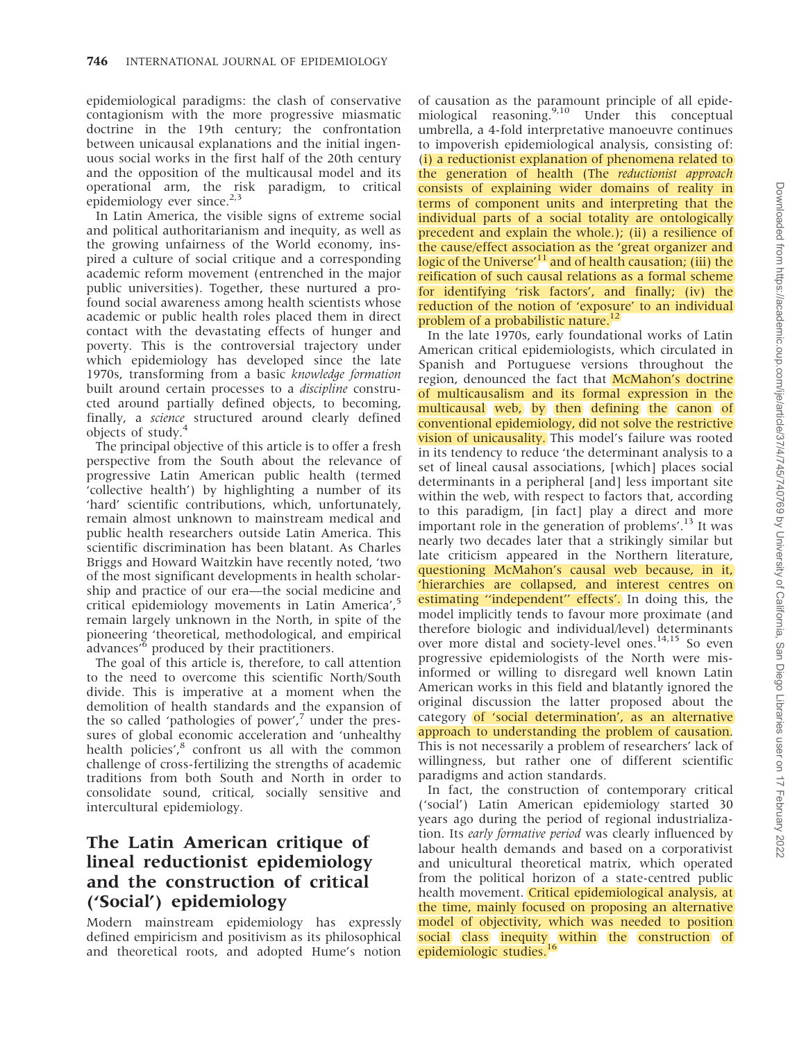epidemiological paradigms: the clash of conservative contagionism with the more progressive miasmatic doctrine in the 19th century; the confrontation between unicausal explanations and the initial ingenuous social works in the first half of the 20th century and the opposition of the multicausal model and its operational arm, the risk paradigm, to critical epidemiology ever since.[2,3]

In Latin America, the visible signs of extreme social and political authoritarianism and inequity, as well as the growing unfairness of the World economy, inspired a culture of social critique and a corresponding academic reform movement (entrenched in the major public universities). Together, these nurtured a profound social awareness among health scientists whose academic or public health roles placed them in direct contact with the devastating effects of hunger and poverty. This is the controversial trajectory under which epidemiology has developed since the late 1970s, transforming from a basic *knowledge formation* built around certain processes to a *discipline* constructed around partially defined objects, to becoming, finally, a *science* structured around clearly defined objects of study.[4]

The principal objective of this article is to offer a fresh perspective from the South about the relevance of progressive Latin American public health (termed 'collective health') by highlighting a number of its 'hard' scientific contributions, which, unfortunately, remain almost unknown to mainstream medical and public health researchers outside Latin America. This scientific discrimination has been blatant. As Charles Briggs and Howard Waitzkin have recently noted, 'two of the most significant developments in health scholarship and practice of our era—the social medicine and critical epidemiology movements in Latin America',[5] remain largely unknown in the North, in spite of the pioneering 'theoretical, methodological, and empirical advances'[6] produced by their practitioners.

The goal of this article is, therefore, to call attention to the need to overcome this scientific North/South divide. This is imperative at a moment when the demolition of health standards and the expansion of the so called 'pathologies of power',[7] under the pressures of global economic acceleration and 'unhealthy health policies',[8] confront us all with the common challenge of cross-fertilizing the strengths of academic traditions from both South and North in order to consolidate sound, critical, socially sensitive and intercultural epidemiology.

## The Latin American critique of lineal reductionist epidemiology and the construction of critical ('Social') epidemiology

Modern mainstream epidemiology has expressly defined empiricism and positivism as its philosophical and theoretical roots, and adopted Hume's notion of causation as the paramount principle of all epidemiological reasoning.[9,10] Under this conceptual umbrella, a 4-fold interpretative manoeuvre continues to impoverish epidemiological analysis, consisting of: (i) a reductionist explanation of phenomena related to the generation of health (The *reductionist approach* consists of explaining wider domains of reality in terms of component units and interpreting that the individual parts of a social totality are ontologically precedent and explain the whole.); (ii) a resilience of the cause/effect association as the 'great organizer and logic of the Universe'[11] and of health causation; (iii) the reification of such causal relations as a formal scheme for identifying 'risk factors', and finally; (iv) the reduction of the notion of 'exposure' to an individual problem of a probabilistic nature.[12]

In the late 1970s, early foundational works of Latin American critical epidemiologists, which circulated in Spanish and Portuguese versions throughout the region, denounced the fact that McMahon's doctrine of multicausalism and its formal expression in the multicausal web, by then defining the canon of conventional epidemiology, did not solve the restrictive vision of unicausality. This model's failure was rooted in its tendency to reduce 'the determinant analysis to a set of lineal causal associations, [which] places social determinants in a peripheral [and] less important site within the web, with respect to factors that, according to this paradigm, [in fact] play a direct and more important role in the generation of problems'.[13] It was nearly two decades later that a strikingly similar but late criticism appeared in the Northern literature, questioning McMahon's causal web because, in it, 'hierarchies are collapsed, and interest centres on estimating "independent" effects'. In doing this, the model implicitly tends to favour more proximate (and therefore biologic and individual/level) determinants over more distal and society-level ones.[14,15] So even progressive epidemiologists of the North were misinformed or willing to disregard well known Latin American works in this field and blatantly ignored the original discussion the latter proposed about the category of 'social determination', as an alternative approach to understanding the problem of causation. This is not necessarily a problem of researchers' lack of willingness, but rather one of different scientific paradigms and action standards.

In fact, the construction of contemporary critical ('social') Latin American epidemiology started 30 years ago during the period of regional industrialization. Its *early formative period* was clearly influenced by labour health demands and based on a corporativist and unicultural theoretical matrix, which operated from the political horizon of a state-centred public health movement. Critical epidemiological analysis, at the time, mainly focused on proposing an alternative model of objectivity, which was needed to position social class inequity within the construction of epidemiologic studies.[16]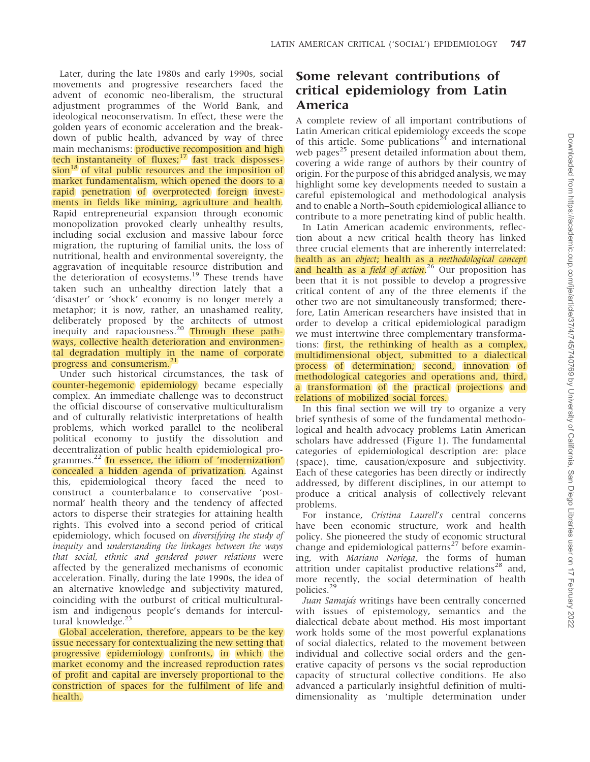Later, during the late 1980s and early 1990s, social movements and progressive researchers faced the advent of economic neo-liberalism, the structural adjustment programmes of the World Bank, and ideological neoconservatism. In effect, these were the golden years of economic acceleration and the breakdown of public health, advanced by way of three main mechanisms: productive recomposition and high tech instantaneity of fluxes;[17] fast track dispossession[18] of vital public resources and the imposition of market fundamentalism, which opened the doors to a rapid penetration of overprotected foreign investments in fields like mining, agriculture and health. Rapid entrepreneurial expansion through economic monopolization provoked clearly unhealthy results, including social exclusion and massive labour force migration, the rupturing of familial units, the loss of nutritional, health and environmental sovereignty, the aggravation of inequitable resource distribution and the deterioration of ecosystems.[19] These trends have taken such an unhealthy direction lately that a 'disaster' or 'shock' economy is no longer merely a metaphor; it is now, rather, an unashamed reality, deliberately proposed by the architects of utmost inequity and rapaciousness.[20] Through these pathways, collective health deterioration and environmental degradation multiply in the name of corporate progress and consumerism.[21]

Under such historical circumstances, the task of counter-hegemonic epidemiology became especially complex. An immediate challenge was to deconstruct the official discourse of conservative multiculturalism and of culturally relativistic interpretations of health problems, which worked parallel to the neoliberal political economy to justify the dissolution and decentralization of public health epidemiological programmes.[22] In essence, the idiom of 'modernization' concealed a hidden agenda of privatization. Against this, epidemiological theory faced the need to construct a counterbalance to conservative 'post-normal' health theory and the tendency of affected actors to disperse their strategies for attaining health rights. This evolved into a second period of critical epidemiology, which focused on *diversifying the study of inequity* and *understanding the linkages between the ways that social, ethnic and gendered power relations* were affected by the generalized mechanisms of economic acceleration. Finally, during the late 1990s, the idea of an alternative knowledge and subjectivity matured, coinciding with the outburst of critical multiculturalism and indigenous people's demands for intercultural knowledge.[23]

Global acceleration, therefore, appears to be the key issue necessary for contextualizing the new setting that progressive epidemiology confronts, in which the market economy and the increased reproduction rates of profit and capital are inversely proportional to the constriction of spaces for the fulfilment of life and health.

## Some relevant contributions of critical epidemiology from Latin America

A complete review of all important contributions of Latin American critical epidemiology exceeds the scope of this article. Some publications[24] and international web pages[25] present detailed information about them, covering a wide range of authors by their country of origin. For the purpose of this abridged analysis, we may highlight some key developments needed to sustain a careful epistemological and methodological analysis and to enable a North–South epidemiological alliance to contribute to a more penetrating kind of public health.

In Latin American academic environments, reflection about a new critical health theory has linked three crucial elements that are inherently interrelated: health as an *object*; health as a *methodological concept* and health as a *field of action*.[26] Our proposition has been that it is not possible to develop a progressive critical content of any of the three elements if the other two are not simultaneously transformed; therefore, Latin American researchers have insisted that in order to develop a critical epidemiological paradigm we must intertwine three complementary transformations: first, the rethinking of health as a complex, multidimensional object, submitted to a dialectical process of determination; second, innovation of methodological categories and operations and, third, a transformation of the practical projections and relations of mobilized social forces.

In this final section we will try to organize a very brief synthesis of some of the fundamental methodological and health advocacy problems Latin American scholars have addressed (Figure 1). The fundamental categories of epidemiological description are: place (space), time, causation/exposure and subjectivity. Each of these categories has been directly or indirectly addressed, by different disciplines, in our attempt to produce a critical analysis of collectively relevant problems.

For instance, *Cristina Laurell*'s central concerns have been economic structure, work and health policy. She pioneered the study of economic structural change and epidemiological patterns[27] before examining, with *Mariano Noriega*, the forms of human attrition under capitalist productive relations[28] and, more recently, the social determination of health policies.[29]

*Juan Samajá*s writings have been centrally concerned with issues of epistemology, semantics and the dialectical debate about method. His most important work holds some of the most powerful explanations of social dialectics, related to the movement between individual and collective social orders and the generative capacity of persons vs the social reproduction capacity of structural collective conditions. He also advanced a particularly insightful definition of multidimensionality as 'multiple determination under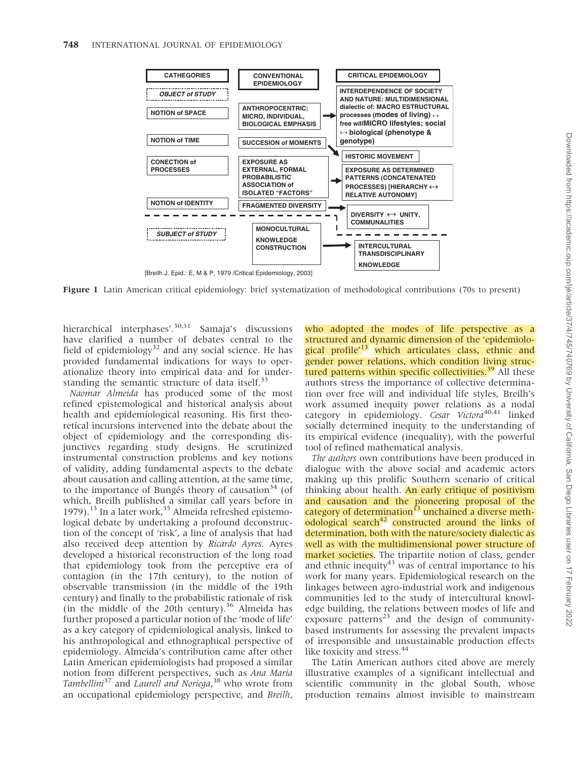| CATHEGORIES | CONVENTIONAL EPIDEMIOLOGY | CRITICAL EPIDEMIOLOGY |
| --- | --- | --- |
| *OBJECT of STUDY* | | |
| NOTION of SPACE | ANTHROPOCENTRIC; MICRO, INDIVIDUAL, BIOLOGICAL EMPHASIS | INTERDEPENDENCE OF SOCIETY AND NATURE: MULTIDIMENSIONAL dialectic of: MACRO ESTRUCTURAL processes (modes of living) ↔ free will MICRO lifestyles; social ↔ biological (phenotype & genotype) |
| NOTION of TIME | SUCCESION of MOMENTS | HISTORIC MOVEMENT |
| CONECTION of PROCESSES | EXPOSURE AS EXTERNAL, FORMAL PROBABILISTIC ASSOCIATION of ISOLATED "FACTORS" | EXPOSURE AS DETERMINED PATTERNS (CONCATENATED PROCESSES) [HIERARCHY ↔ RELATIVE AUTONOMY] |
| NOTION of IDENTITY | FRAGMENTED DIVERSITY | DIVERSITY ↔ UNITY, COMMUNALITIES |
| *SUBJECT of STUDY* | MONOCULTURAL KNOWLEDGE CONSTRUCTION | INTERCULTURAL TRANSDISCIPLINARY KNOWLEDGE |

[Breilh J. Epid.: E, M & P, 1979 /Critical Epidemiology, 2003]

**Figure 1** Latin American critical epidemiology: brief systematization of methodological contributions (70s to present)

hierarchical interphases'.[30,31] Samaja's discussions have clarified a number of debates central to the field of epidemiology[32] and any social science. He has provided fundamental indications for ways to operationalize theory into empirical data and for understanding the semantic structure of data itself.[33]

*Naomar Almeida* has produced some of the most refined epistemological and historical analysis about health and epidemiological reasoning. His first theoretical incursions intervened into the debate about the object of epidemiology and the corresponding disjunctives regarding study designs. He scrutinized instrumental construction problems and key notions of validity, adding fundamental aspects to the debate about causation and calling attention, at the same time, to the importance of Bungés theory of causation[34] (of which, Breilh published a similar call years before in 1979).[13] In a later work,[35] Almeida refreshed epistemological debate by undertaking a profound deconstruction of the concept of 'risk', a line of analysis that had also received deep attention by *Ricardo Ayres*. Ayres developed a historical reconstruction of the long road that epidemiology took from the perceptive era of contagion (in the 17th century), to the notion of observable transmission (in the middle of the 19th century) and finally to the probabilistic rationale of risk (in the middle of the 20th century).[36] Almeida has further proposed a particular notion of the 'mode of life' as a key category of epidemiological analysis, linked to his anthropological and ethnographical perspective of epidemiology. Almeida's contribution came after other Latin American epidemiologists had proposed a similar notion from different perspectives, such as *Ana Maria Tambellini*[37] and *Laurell and Noriega*,[38] who wrote from an occupational epidemiology perspective, and *Breilh*, who adopted the modes of life perspective as a structured and dynamic dimension of the 'epidemiological profile'[13] which articulates class, ethnic and gender power relations, which condition living structured patterns within specific collectivities.[39] All these authors stress the importance of collective determination over free will and individual life styles, Breilh's work assumed inequity power relations as a nodal category in epidemiology. *Cesar Victora*[40,41] linked socially determined inequity to the understanding of its empirical evidence (inequality), with the powerful tool of refined mathematical analysis.

*The authors* own contributions have been produced in dialogue with the above social and academic actors making up this prolific Southern scenario of critical thinking about health. An early critique of positivism and causation and the pioneering proposal of the category of determination[13] unchained a diverse methodological search[42] constructed around the links of determination, both with the nature/society dialectic as well as with the multidimensional power structure of market societies. The tripartite notion of class, gender and ethnic inequity[43] was of central importance to his work for many years. Epidemiological research on the linkages between agro-industrial work and indigenous communities led to the study of intercultural knowledge building, the relations between modes of life and exposure patterns[23] and the design of community-based instruments for assessing the prevalent impacts of irresponsible and unsustainable production effects like toxicity and stress.[44]

The Latin American authors cited above are merely illustrative examples of a significant intellectual and scientific community in the global South, whose production remains almost invisible to mainstream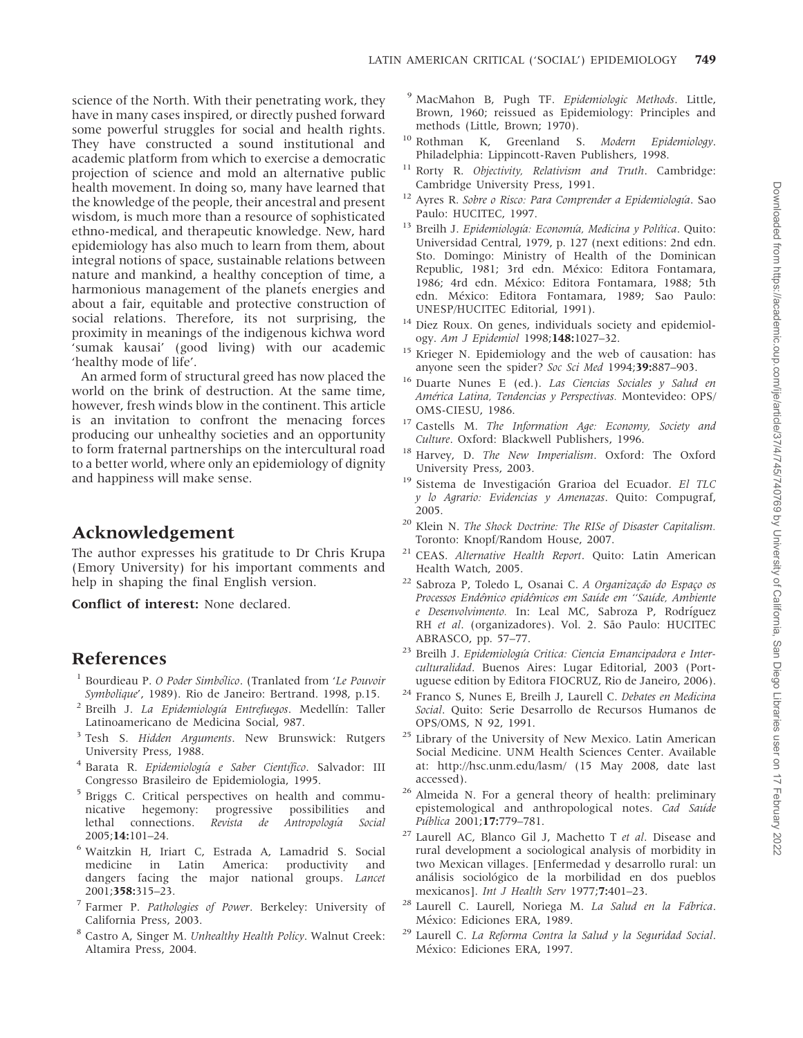science of the North. With their penetrating work, they have in many cases inspired, or directly pushed forward some powerful struggles for social and health rights. They have constructed a sound institutional and academic platform from which to exercise a democratic projection of science and mold an alternative public health movement. In doing so, many have learned that the knowledge of the people, their ancestral and present wisdom, is much more than a resource of sophisticated ethno-medical, and therapeutic knowledge. New, hard epidemiology has also much to learn from them, about integral notions of space, sustainable relations between nature and mankind, a healthy conception of time, a harmonious management of the planets energies and about a fair, equitable and protective construction of social relations. Therefore, its not surprising, the proximity in meanings of the indigenous kichwa word 'sumak kausai' (good living) with our academic 'healthy mode of life'.

An armed form of structural greed has now placed the world on the brink of destruction. At the same time, however, fresh winds blow in the continent. This article is an invitation to confront the menacing forces producing our unhealthy societies and an opportunity to form fraternal partnerships on the intercultural road to a better world, where only an epidemiology of dignity and happiness will make sense.

## Acknowledgement

The author expresses his gratitude to Dr Chris Krupa (Emory University) for his important comments and help in shaping the final English version.

**Conflict of interest:** None declared.

## References

1. Bourdieau P. *O Poder Simbólico*. (Tranlated from '*Le Pouvoir Symbolique*', 1989). Rio de Janeiro: Bertrand. 1998, p.15.
2. Breilh J. *La Epidemiología Entrefuegos*. Medellín: Taller Latinoamericano de Medicina Social, 987.
3. Tesh S. *Hidden Arguments*. New Brunswick: Rutgers University Press, 1988.
4. Barata R. *Epidemiología e Saber Científico*. Salvador: III Congresso Brasileiro de Epidemiologia, 1995.
5. Briggs C. Critical perspectives on health and communicative hegemony: progressive possibilities and lethal connections. *Revista de Antropología Social* 2005;**14:**101–24.
6. Waitzkin H, Iriart C, Estrada A, Lamadrid S. Social medicine in Latin America: productivity and dangers facing the major national groups. *Lancet* 2001;**358:**315–23.
7. Farmer P. *Pathologies of Power*. Berkeley: University of California Press, 2003.
8. Castro A, Singer M. *Unhealthy Health Policy*. Walnut Creek: Altamira Press, 2004.
9. MacMahon B, Pugh TF. *Epidemiologic Methods*. Little, Brown, 1960; reissued as Epidemiology: Principles and methods (Little, Brown; 1970).
10. Rothman K, Greenland S. *Modern Epidemiology*. Philadelphia: Lippincott-Raven Publishers, 1998.
11. Rorty R. *Objectivity, Relativism and Truth*. Cambridge: Cambridge University Press, 1991.
12. Ayres R. *Sobre o Risco: Para Comprender a Epidemiología*. Sao Paulo: HUCITEC, 1997.
13. Breilh J. *Epidemiología: Economía, Medicina y Política*. Quito: Universidad Central, 1979, p. 127 (next editions: 2nd edn. Sto. Domingo: Ministry of Health of the Dominican Republic, 1981; 3rd edn. México: Editora Fontamara, 1986; 4rd edn. México: Editora Fontamara, 1988; 5th edn. México: Editora Fontamara, 1989; Sao Paulo: UNESP/HUCITEC Editorial, 1991).
14. Diez Roux. On genes, individuals society and epidemiology. *Am J Epidemiol* 1998;**148:**1027–32.
15. Krieger N. Epidemiology and the web of causation: has anyone seen the spider? *Soc Sci Med* 1994;**39:**887–903.
16. Duarte Nunes E (ed.). *Las Ciencias Sociales y Salud en América Latina, Tendencias y Perspectivas*. Montevideo: OPS/OMS-CIESU, 1986.
17. Castells M. *The Information Age: Economy, Society and Culture*. Oxford: Blackwell Publishers, 1996.
18. Harvey, D. *The New Imperialism*. Oxford: The Oxford University Press, 2003.
19. Sistema de Investigación Grarioa del Ecuador. *El TLC y lo Agrario: Evidencias y Amenazas*. Quito: Compugraf, 2005.
20. Klein N. *The Shock Doctrine: The RISe of Disaster Capitalism*. Toronto: Knopf/Random House, 2007.
21. CEAS. *Alternative Health Report*. Quito: Latin American Health Watch, 2005.
22. Sabroza P, Toledo L, Osanai C. *A Organização do Espaço os Processos Endêmico epidêmicos em Saúde em "Saúde, Ambiente e Desenvolvimento*. In: Leal MC, Sabroza P, Rodríguez RH *et al*. (organizadores). Vol. 2. São Paulo: HUCITEC ABRASCO, pp. 57–77.
23. Breilh J. *Epidemiología Critica: Ciencia Emancipadora e Interculturalidad*. Buenos Aires: Lugar Editorial, 2003 (Portuguese edition by Editora FIOCRUZ, Rio de Janeiro, 2006).
24. Franco S, Nunes E, Breilh J, Laurell C. *Debates en Medicina Social*. Quito: Serie Desarrollo de Recursos Humanos de OPS/OMS, N 92, 1991.
25. Library of the University of New Mexico. Latin American Social Medicine. UNM Health Sciences Center. Available at: http://hsc.unm.edu/lasm/ (15 May 2008, date last accessed).
26. Almeida N. For a general theory of health: preliminary epistemological and anthropological notes. *Cad Saúde Pública* 2001;**17:**779–781.
27. Laurell AC, Blanco Gil J, Machetto T *et al*. Disease and rural development a sociological analysis of morbidity in two Mexican villages. [Enfermedad y desarrollo rural: un análisis sociológico de la morbilidad en dos pueblos mexicanos]. *Int J Health Serv* 1977;**7:**401–23.
28. Laurell C. Laurell, Noriega M. *La Salud en la Fábrica*. México: Ediciones ERA, 1989.
29. Laurell C. *La Reforma Contra la Salud y la Seguridad Social*. México: Ediciones ERA, 1997.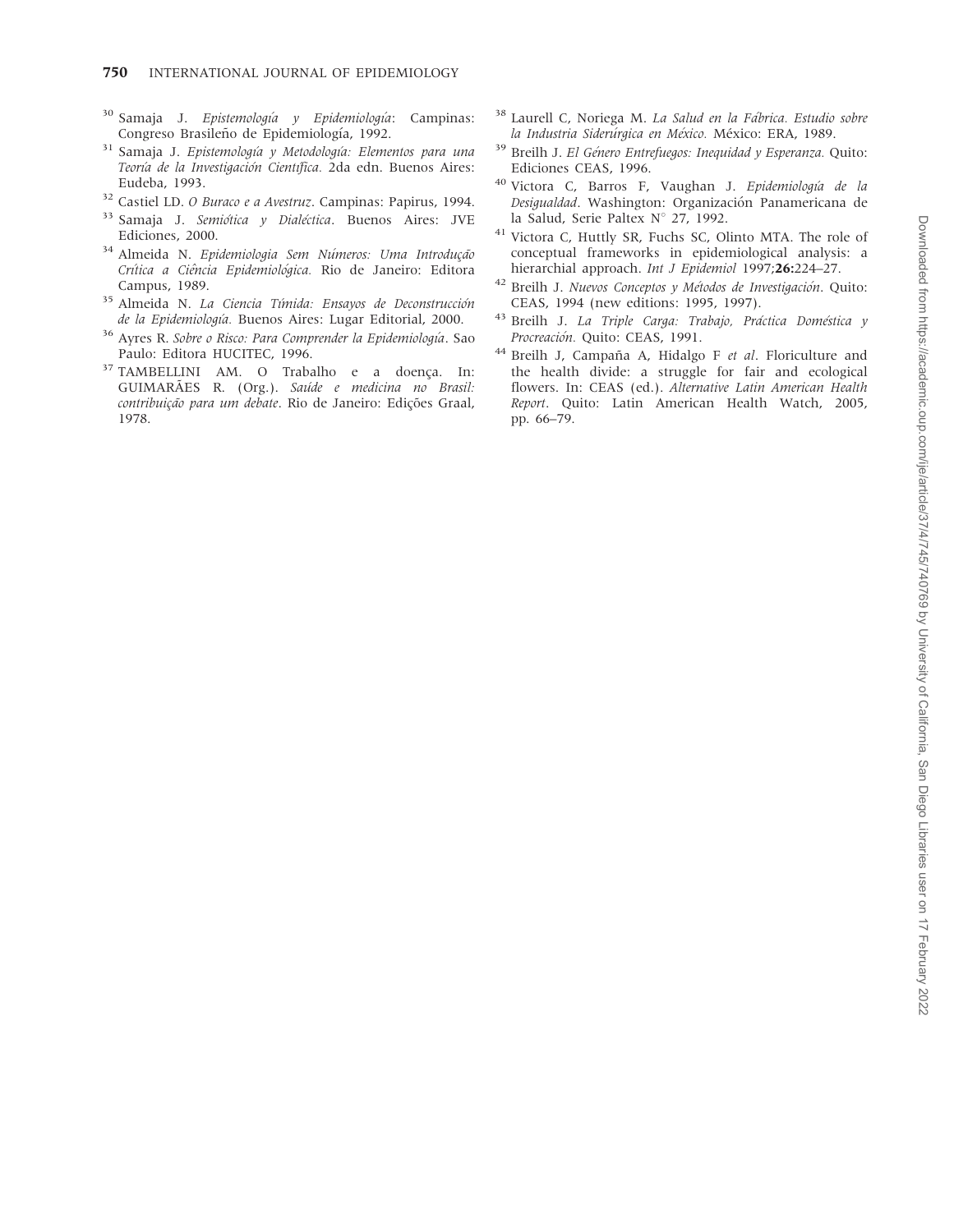30. Samaja J. *Epistemología y Epidemiología*: Campinas: Congreso Brasileño de Epidemiología, 1992.
31. Samaja J. *Epistemología y Metodología: Elementos para una Teoría de la Investigación Científica.* 2da edn. Buenos Aires: Eudeba, 1993.
32. Castiel LD. *O Buraco e a Avestruz*. Campinas: Papirus, 1994.
33. Samaja J. *Semiótica y Dialéctica*. Buenos Aires: JVE Ediciones, 2000.
34. Almeida N. *Epidemiologia Sem Números: Uma Introdução Crítica a Ciência Epidemiológica.* Rio de Janeiro: Editora Campus, 1989.
35. Almeida N. *La Ciencia Tímida: Ensayos de Deconstrucción de la Epidemiología.* Buenos Aires: Lugar Editorial, 2000.
36. Ayres R. *Sobre o Risco: Para Comprender la Epidemiología*. Sao Paulo: Editora HUCITEC, 1996.
37. TAMBELLINI AM. O Trabalho e a doença. In: GUIMARÃES R. (Org.). *Saúde e medicina no Brasil: contribuição para um debate*. Rio de Janeiro: Edições Graal, 1978.
38. Laurell C, Noriega M. *La Salud en la Fábrica. Estudio sobre la Industria Siderúrgica en México.* México: ERA, 1989.
39. Breilh J. *El Género Entrefuegos: Inequidad y Esperanza.* Quito: Ediciones CEAS, 1996.
40. Victora C, Barros F, Vaughan J. *Epidemiología de la Desigualdad*. Washington: Organización Panamericana de la Salud, Serie Paltex N° 27, 1992.
41. Victora C, Huttly SR, Fuchs SC, Olinto MTA. The role of conceptual frameworks in epidemiological analysis: a hierarchial approach. *Int J Epidemiol* 1997;**26:**224–27.
42. Breilh J. *Nuevos Conceptos y Métodos de Investigación*. Quito: CEAS, 1994 (new editions: 1995, 1997).
43. Breilh J. *La Triple Carga: Trabajo, Práctica Doméstica y Procreación.* Quito: CEAS, 1991.
44. Breilh J, Campaña A, Hidalgo F *et al*. Floriculture and the health divide: a struggle for fair and ecological flowers. In: CEAS (ed.). *Alternative Latin American Health Report*. Quito: Latin American Health Watch, 2005, pp. 66–79.